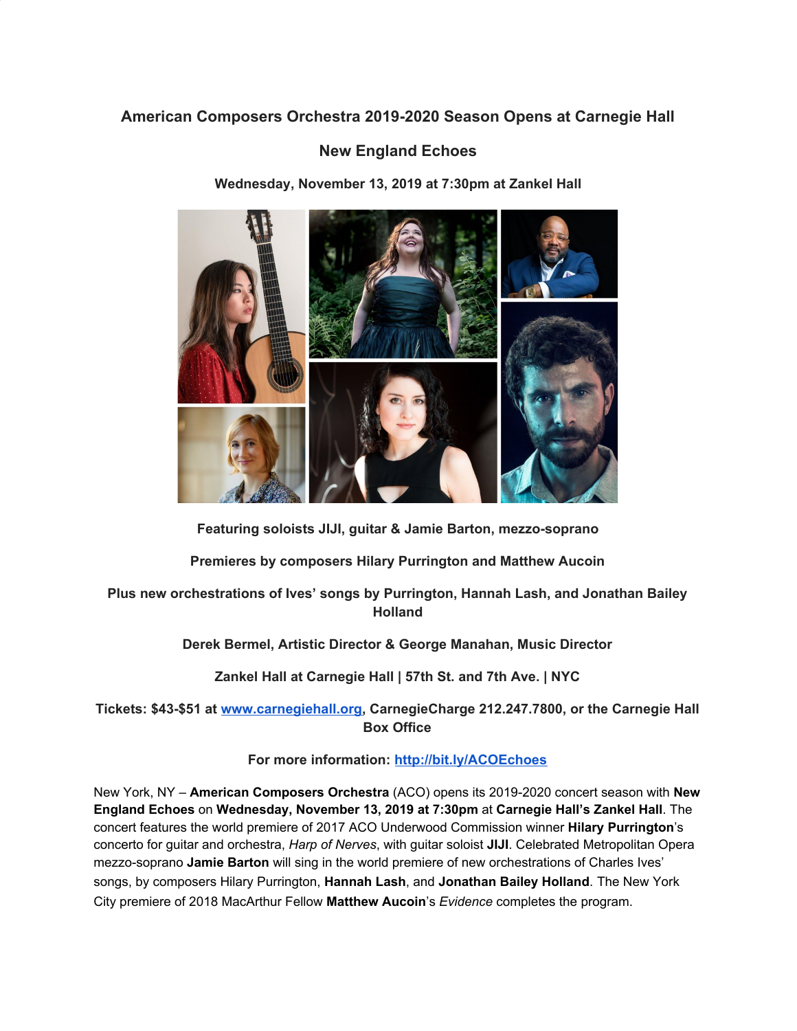# American Composers Orchestra 2019-2020 Season Opens at Carnegie Hall

## New England Echoes

**Wednesday, November 13, 2019 at 7:30pm at Zankel Hall**

**Featuring soloists JIJI, guitar & Jamie Barton, mezzo-soprano**

**Premieres by composers Hilary Purrington and Matthew Aucoin**

**Plus new orchestrations of Ives' songs by Purrington, Hannah Lash, and Jonathan Bailey Holland**

**Derek Bermel, Artistic Director & George Manahan, Music Director**

**Zankel Hall at Carnegie Hall | 57th St. and 7th Ave. | NYC**

**Tickets: $43-$51 at [www.carnegiehall.org](http://www.carnegiehall.org), CarnegieCharge 212.247.7800, or the Carnegie Hall Box Office**

**For more information: [http://bit.ly/ACOEchoes](http://bit.ly/ACOEchoes)**

New York, NY – **American Composers Orchestra** (ACO) opens its 2019-2020 concert season with **New England Echoes** on **Wednesday, November 13, 2019 at 7:30pm** at **Carnegie Hall's Zankel Hall**. The concert features the world premiere of 2017 ACO Underwood Commission winner **Hilary Purrington**'s concerto for guitar and orchestra, *Harp of Nerves*, with guitar soloist **JIJI**. Celebrated Metropolitan Opera mezzo-soprano **Jamie Barton** will sing in the world premiere of new orchestrations of Charles Ives' songs, by composers Hilary Purrington, **Hannah Lash**, and **Jonathan Bailey Holland**. The New York City premiere of 2018 MacArthur Fellow **Matthew Aucoin**'s *Evidence* completes the program.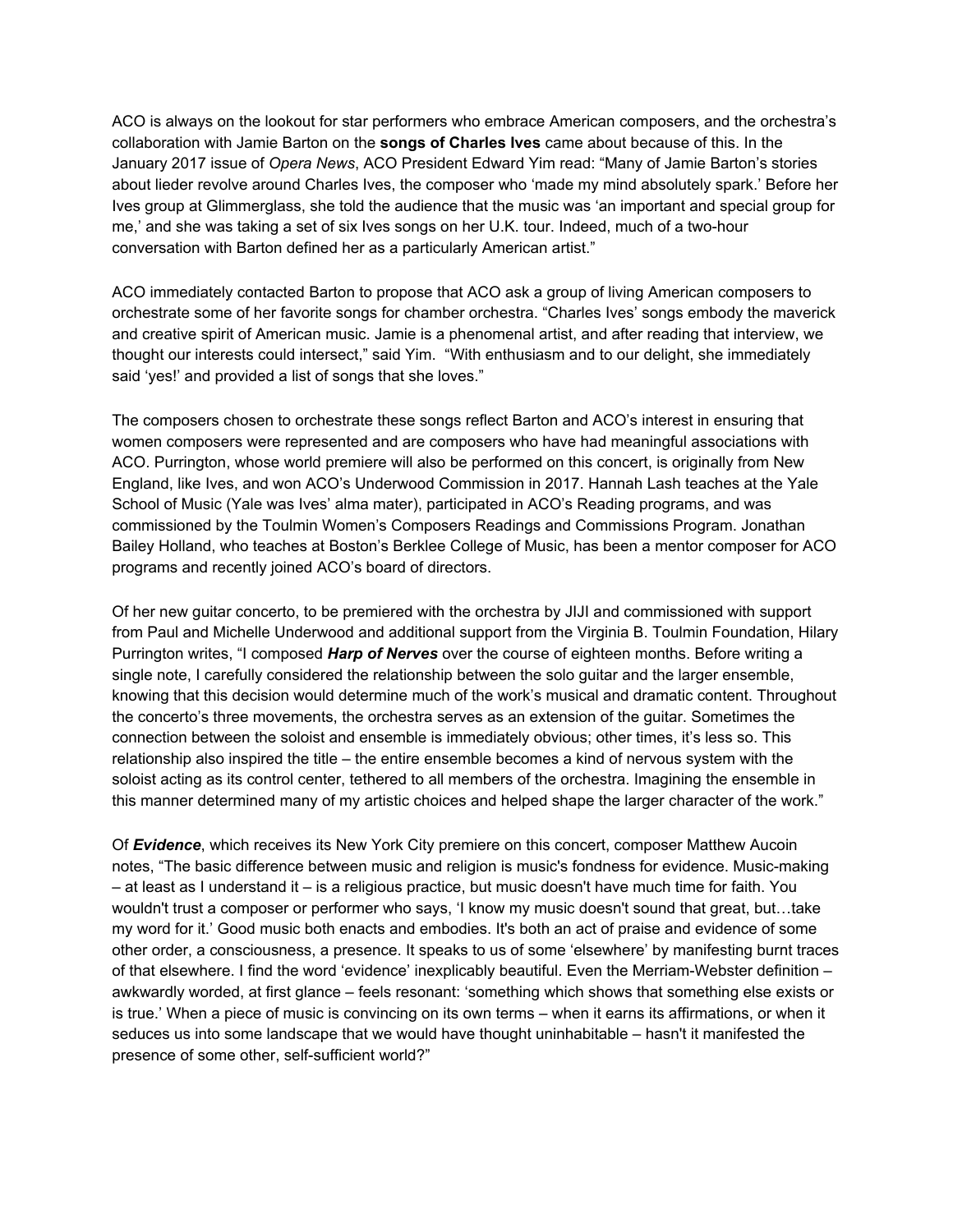ACO is always on the lookout for star performers who embrace American composers, and the orchestra's collaboration with Jamie Barton on the **songs of Charles Ives** came about because of this. In the January 2017 issue of *Opera News*, ACO President Edward Yim read: "Many of Jamie Barton's stories about lieder revolve around Charles Ives, the composer who 'made my mind absolutely spark.' Before her Ives group at Glimmerglass, she told the audience that the music was 'an important and special group for me,' and she was taking a set of six Ives songs on her U.K. tour. Indeed, much of a two-hour conversation with Barton defined her as a particularly American artist."

ACO immediately contacted Barton to propose that ACO ask a group of living American composers to orchestrate some of her favorite songs for chamber orchestra. "Charles Ives' songs embody the maverick and creative spirit of American music. Jamie is a phenomenal artist, and after reading that interview, we thought our interests could intersect," said Yim. "With enthusiasm and to our delight, she immediately said 'yes!' and provided a list of songs that she loves."

The composers chosen to orchestrate these songs reflect Barton and ACO's interest in ensuring that women composers were represented and are composers who have had meaningful associations with ACO. Purrington, whose world premiere will also be performed on this concert, is originally from New England, like Ives, and won ACO's Underwood Commission in 2017. Hannah Lash teaches at the Yale School of Music (Yale was Ives' alma mater), participated in ACO's Reading programs, and was commissioned by the Toulmin Women's Composers Readings and Commissions Program. Jonathan Bailey Holland, who teaches at Boston's Berklee College of Music, has been a mentor composer for ACO programs and recently joined ACO's board of directors.

Of her new guitar concerto, to be premiered with the orchestra by JIJI and commissioned with support from Paul and Michelle Underwood and additional support from the Virginia B. Toulmin Foundation, Hilary Purrington writes, "I composed ***Harp of Nerves*** over the course of eighteen months. Before writing a single note, I carefully considered the relationship between the solo guitar and the larger ensemble, knowing that this decision would determine much of the work's musical and dramatic content. Throughout the concerto's three movements, the orchestra serves as an extension of the guitar. Sometimes the connection between the soloist and ensemble is immediately obvious; other times, it's less so. This relationship also inspired the title – the entire ensemble becomes a kind of nervous system with the soloist acting as its control center, tethered to all members of the orchestra. Imagining the ensemble in this manner determined many of my artistic choices and helped shape the larger character of the work."

Of ***Evidence***, which receives its New York City premiere on this concert, composer Matthew Aucoin notes, "The basic difference between music and religion is music's fondness for evidence. Music-making – at least as I understand it – is a religious practice, but music doesn't have much time for faith. You wouldn't trust a composer or performer who says, 'I know my music doesn't sound that great, but…take my word for it.' Good music both enacts and embodies. It's both an act of praise and evidence of some other order, a consciousness, a presence. It speaks to us of some 'elsewhere' by manifesting burnt traces of that elsewhere. I find the word 'evidence' inexplicably beautiful. Even the Merriam-Webster definition – awkwardly worded, at first glance – feels resonant: 'something which shows that something else exists or is true.' When a piece of music is convincing on its own terms – when it earns its affirmations, or when it seduces us into some landscape that we would have thought uninhabitable – hasn't it manifested the presence of some other, self-sufficient world?"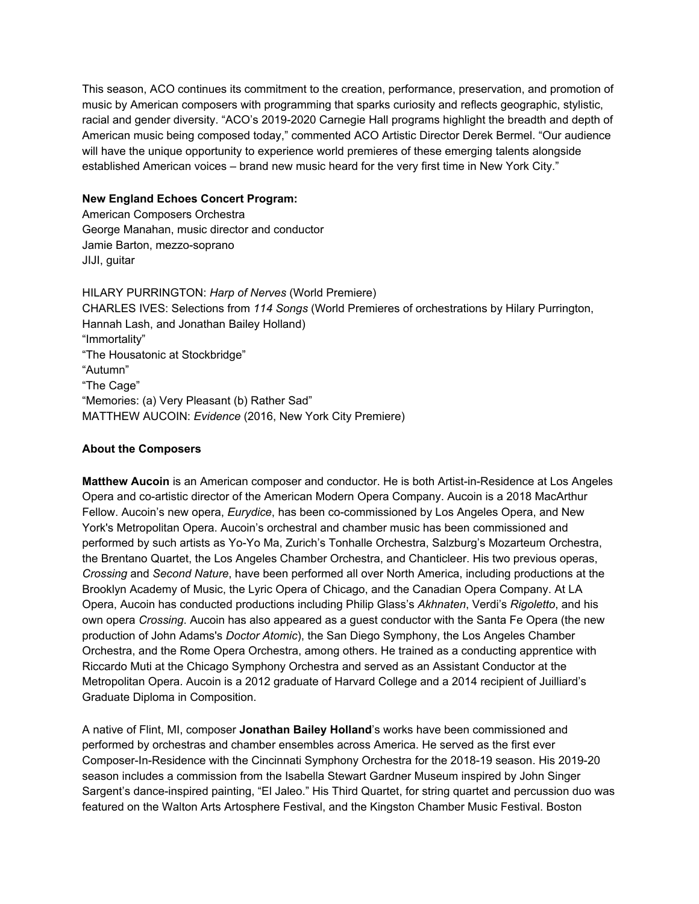This season, ACO continues its commitment to the creation, performance, preservation, and promotion of music by American composers with programming that sparks curiosity and reflects geographic, stylistic, racial and gender diversity. "ACO's 2019-2020 Carnegie Hall programs highlight the breadth and depth of American music being composed today," commented ACO Artistic Director Derek Bermel. "Our audience will have the unique opportunity to experience world premieres of these emerging talents alongside established American voices – brand new music heard for the very first time in New York City."

**New England Echoes Concert Program:**
American Composers Orchestra
George Manahan, music director and conductor
Jamie Barton, mezzo-soprano
JIJI, guitar

HILARY PURRINGTON: *Harp of Nerves* (World Premiere)
CHARLES IVES: Selections from *114 Songs* (World Premieres of orchestrations by Hilary Purrington, Hannah Lash, and Jonathan Bailey Holland)
"Immortality"
"The Housatonic at Stockbridge"
"Autumn"
"The Cage"
"Memories: (a) Very Pleasant (b) Rather Sad"
MATTHEW AUCOIN: *Evidence* (2016, New York City Premiere)

**About the Composers**

**Matthew Aucoin** is an American composer and conductor. He is both Artist-in-Residence at Los Angeles Opera and co-artistic director of the American Modern Opera Company. Aucoin is a 2018 MacArthur Fellow. Aucoin's new opera, *Eurydice*, has been co-commissioned by Los Angeles Opera, and New York's Metropolitan Opera. Aucoin's orchestral and chamber music has been commissioned and performed by such artists as Yo-Yo Ma, Zurich's Tonhalle Orchestra, Salzburg's Mozarteum Orchestra, the Brentano Quartet, the Los Angeles Chamber Orchestra, and Chanticleer. His two previous operas, *Crossing* and *Second Nature*, have been performed all over North America, including productions at the Brooklyn Academy of Music, the Lyric Opera of Chicago, and the Canadian Opera Company. At LA Opera, Aucoin has conducted productions including Philip Glass's *Akhnaten*, Verdi's *Rigoletto*, and his own opera *Crossing*. Aucoin has also appeared as a guest conductor with the Santa Fe Opera (the new production of John Adams's *Doctor Atomic*), the San Diego Symphony, the Los Angeles Chamber Orchestra, and the Rome Opera Orchestra, among others. He trained as a conducting apprentice with Riccardo Muti at the Chicago Symphony Orchestra and served as an Assistant Conductor at the Metropolitan Opera. Aucoin is a 2012 graduate of Harvard College and a 2014 recipient of Juilliard's Graduate Diploma in Composition.

A native of Flint, MI, composer **Jonathan Bailey Holland**'s works have been commissioned and performed by orchestras and chamber ensembles across America. He served as the first ever Composer-In-Residence with the Cincinnati Symphony Orchestra for the 2018-19 season. His 2019-20 season includes a commission from the Isabella Stewart Gardner Museum inspired by John Singer Sargent's dance-inspired painting, "El Jaleo." His Third Quartet, for string quartet and percussion duo was featured on the Walton Arts Artosphere Festival, and the Kingston Chamber Music Festival. Boston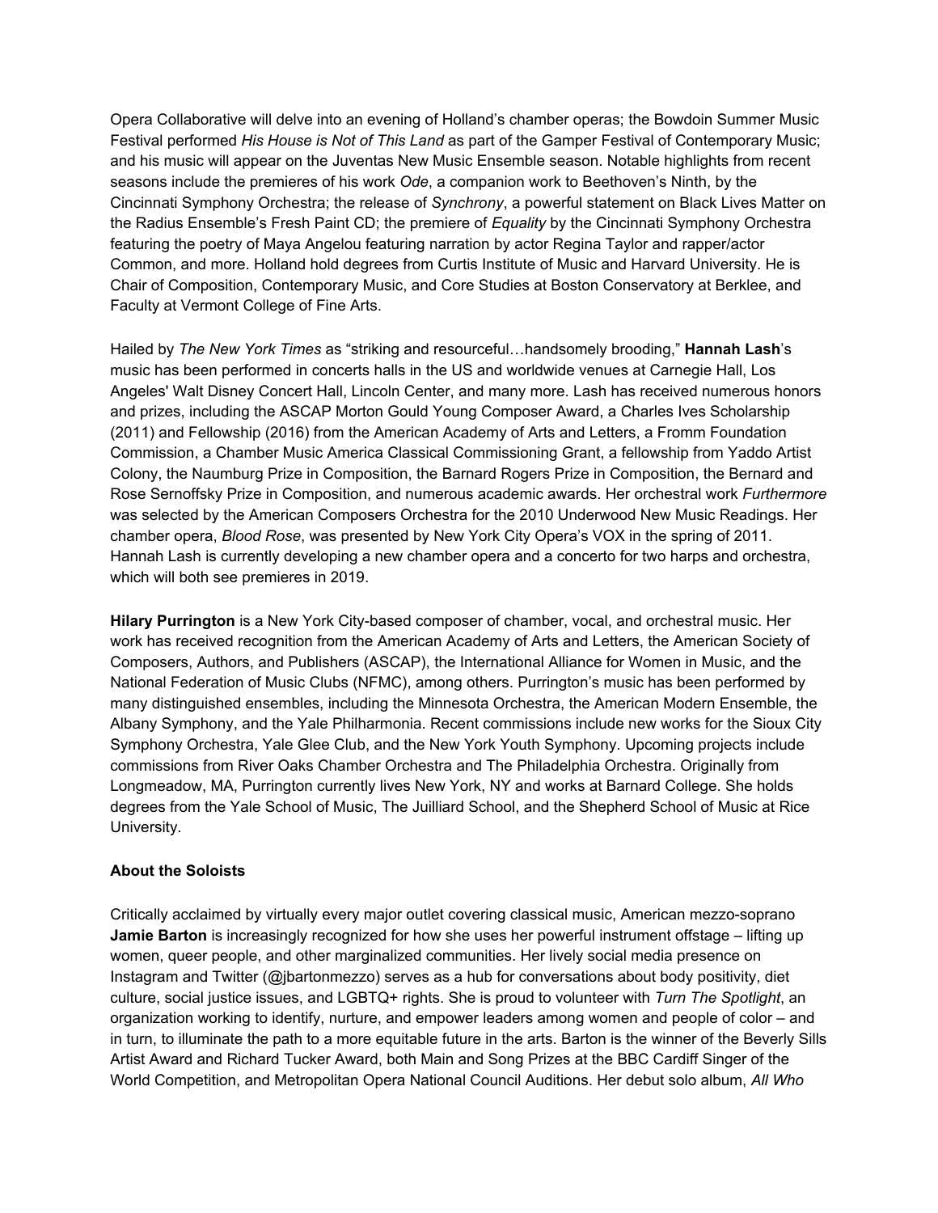Opera Collaborative will delve into an evening of Holland's chamber operas; the Bowdoin Summer Music Festival performed *His House is Not of This Land* as part of the Gamper Festival of Contemporary Music; and his music will appear on the Juventas New Music Ensemble season. Notable highlights from recent seasons include the premieres of his work *Ode*, a companion work to Beethoven's Ninth, by the Cincinnati Symphony Orchestra; the release of *Synchrony*, a powerful statement on Black Lives Matter on the Radius Ensemble's Fresh Paint CD; the premiere of *Equality* by the Cincinnati Symphony Orchestra featuring the poetry of Maya Angelou featuring narration by actor Regina Taylor and rapper/actor Common, and more. Holland hold degrees from Curtis Institute of Music and Harvard University. He is Chair of Composition, Contemporary Music, and Core Studies at Boston Conservatory at Berklee, and Faculty at Vermont College of Fine Arts.

Hailed by *The New York Times* as "striking and resourceful…handsomely brooding," **Hannah Lash**'s music has been performed in concerts halls in the US and worldwide venues at Carnegie Hall, Los Angeles' Walt Disney Concert Hall, Lincoln Center, and many more. Lash has received numerous honors and prizes, including the ASCAP Morton Gould Young Composer Award, a Charles Ives Scholarship (2011) and Fellowship (2016) from the American Academy of Arts and Letters, a Fromm Foundation Commission, a Chamber Music America Classical Commissioning Grant, a fellowship from Yaddo Artist Colony, the Naumburg Prize in Composition, the Barnard Rogers Prize in Composition, the Bernard and Rose Sernoffsky Prize in Composition, and numerous academic awards. Her orchestral work *Furthermore* was selected by the American Composers Orchestra for the 2010 Underwood New Music Readings. Her chamber opera, *Blood Rose*, was presented by New York City Opera's VOX in the spring of 2011. Hannah Lash is currently developing a new chamber opera and a concerto for two harps and orchestra, which will both see premieres in 2019.

**Hilary Purrington** is a New York City-based composer of chamber, vocal, and orchestral music. Her work has received recognition from the American Academy of Arts and Letters, the American Society of Composers, Authors, and Publishers (ASCAP), the International Alliance for Women in Music, and the National Federation of Music Clubs (NFMC), among others. Purrington's music has been performed by many distinguished ensembles, including the Minnesota Orchestra, the American Modern Ensemble, the Albany Symphony, and the Yale Philharmonia. Recent commissions include new works for the Sioux City Symphony Orchestra, Yale Glee Club, and the New York Youth Symphony. Upcoming projects include commissions from River Oaks Chamber Orchestra and The Philadelphia Orchestra. Originally from Longmeadow, MA, Purrington currently lives New York, NY and works at Barnard College. She holds degrees from the Yale School of Music, The Juilliard School, and the Shepherd School of Music at Rice University.

**About the Soloists**

Critically acclaimed by virtually every major outlet covering classical music, American mezzo-soprano **Jamie Barton** is increasingly recognized for how she uses her powerful instrument offstage – lifting up women, queer people, and other marginalized communities. Her lively social media presence on Instagram and Twitter (@jbartonmezzo) serves as a hub for conversations about body positivity, diet culture, social justice issues, and LGBTQ+ rights. She is proud to volunteer with *Turn The Spotlight*, an organization working to identify, nurture, and empower leaders among women and people of color – and in turn, to illuminate the path to a more equitable future in the arts. Barton is the winner of the Beverly Sills Artist Award and Richard Tucker Award, both Main and Song Prizes at the BBC Cardiff Singer of the World Competition, and Metropolitan Opera National Council Auditions. Her debut solo album, *All Who*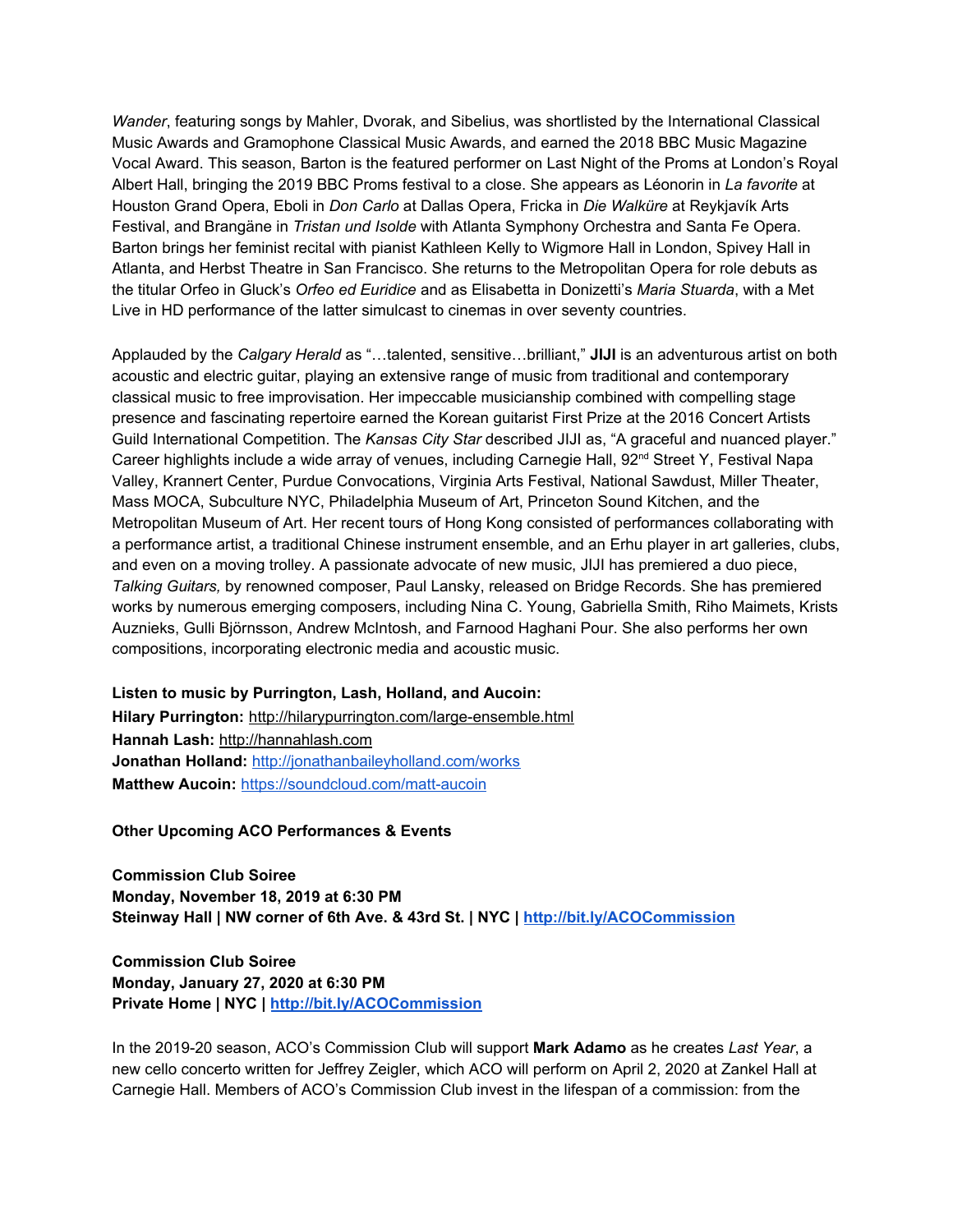*Wander*, featuring songs by Mahler, Dvorak, and Sibelius, was shortlisted by the International Classical Music Awards and Gramophone Classical Music Awards, and earned the 2018 BBC Music Magazine Vocal Award. This season, Barton is the featured performer on Last Night of the Proms at London's Royal Albert Hall, bringing the 2019 BBC Proms festival to a close. She appears as Léonorin in *La favorite* at Houston Grand Opera, Eboli in *Don Carlo* at Dallas Opera, Fricka in *Die Walküre* at Reykjavík Arts Festival, and Brangäne in *Tristan und Isolde* with Atlanta Symphony Orchestra and Santa Fe Opera. Barton brings her feminist recital with pianist Kathleen Kelly to Wigmore Hall in London, Spivey Hall in Atlanta, and Herbst Theatre in San Francisco. She returns to the Metropolitan Opera for role debuts as the titular Orfeo in Gluck's *Orfeo ed Euridice* and as Elisabetta in Donizetti's *Maria Stuarda*, with a Met Live in HD performance of the latter simulcast to cinemas in over seventy countries.

Applauded by the *Calgary Herald* as "…talented, sensitive…brilliant," **JIJI** is an adventurous artist on both acoustic and electric guitar, playing an extensive range of music from traditional and contemporary classical music to free improvisation. Her impeccable musicianship combined with compelling stage presence and fascinating repertoire earned the Korean guitarist First Prize at the 2016 Concert Artists Guild International Competition. The *Kansas City Star* described JIJI as, "A graceful and nuanced player." Career highlights include a wide array of venues, including Carnegie Hall, 92nd Street Y, Festival Napa Valley, Krannert Center, Purdue Convocations, Virginia Arts Festival, National Sawdust, Miller Theater, Mass MOCA, Subculture NYC, Philadelphia Museum of Art, Princeton Sound Kitchen, and the Metropolitan Museum of Art. Her recent tours of Hong Kong consisted of performances collaborating with a performance artist, a traditional Chinese instrument ensemble, and an Erhu player in art galleries, clubs, and even on a moving trolley. A passionate advocate of new music, JIJI has premiered a duo piece, *Talking Guitars,* by renowned composer, Paul Lansky, released on Bridge Records. She has premiered works by numerous emerging composers, including Nina C. Young, Gabriella Smith, Riho Maimets, Krists Auznieks, Gulli Björnsson, Andrew McIntosh, and Farnood Haghani Pour. She also performs her own compositions, incorporating electronic media and acoustic music.

**Listen to music by Purrington, Lash, Holland, and Aucoin:**
**Hilary Purrington:** http://hilarypurrington.com/large-ensemble.html
**Hannah Lash:** http://hannahlash.com
**Jonathan Holland:** http://jonathanbaileyholland.com/works
**Matthew Aucoin:** https://soundcloud.com/matt-aucoin

**Other Upcoming ACO Performances & Events**

**Commission Club Soiree**
**Monday, November 18, 2019 at 6:30 PM**
**Steinway Hall | NW corner of 6th Ave. & 43rd St. | NYC | http://bit.ly/ACOCommission**

**Commission Club Soiree**
**Monday, January 27, 2020 at 6:30 PM**
**Private Home | NYC | http://bit.ly/ACOCommission**

In the 2019-20 season, ACO's Commission Club will support **Mark Adamo** as he creates *Last Year*, a new cello concerto written for Jeffrey Zeigler, which ACO will perform on April 2, 2020 at Zankel Hall at Carnegie Hall. Members of ACO's Commission Club invest in the lifespan of a commission: from the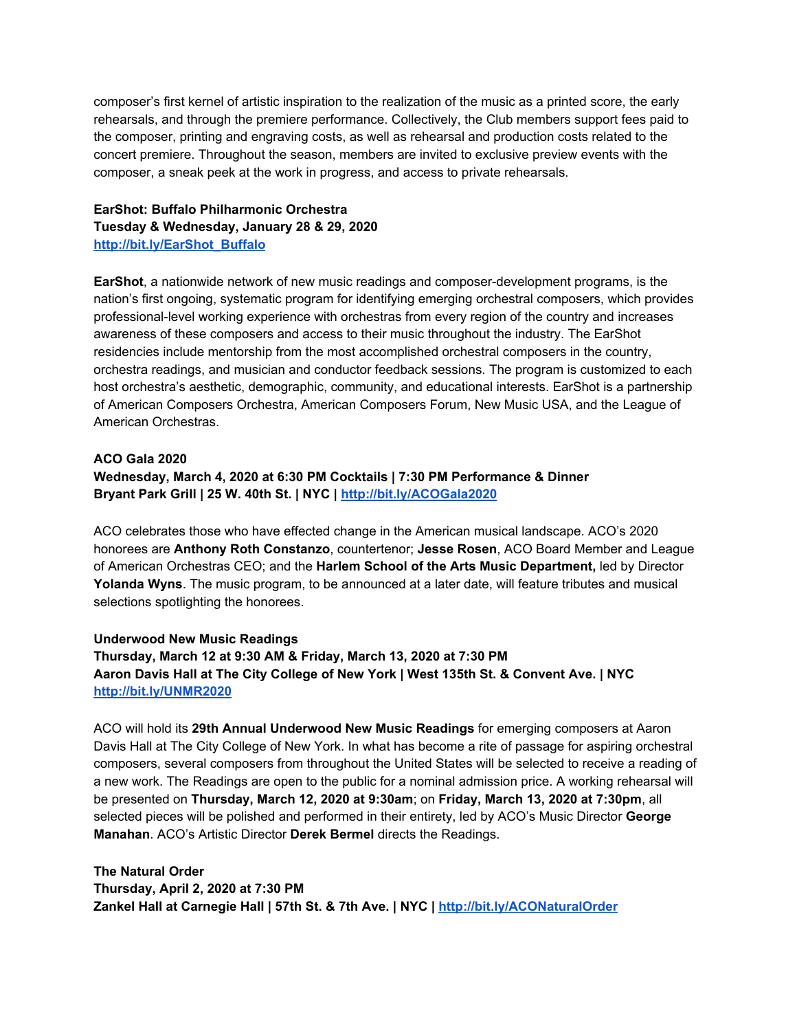composer's first kernel of artistic inspiration to the realization of the music as a printed score, the early rehearsals, and through the premiere performance. Collectively, the Club members support fees paid to the composer, printing and engraving costs, as well as rehearsal and production costs related to the concert premiere. Throughout the season, members are invited to exclusive preview events with the composer, a sneak peek at the work in progress, and access to private rehearsals.

**EarShot: Buffalo Philharmonic Orchestra**
**Tuesday & Wednesday, January 28 & 29, 2020**
**[http://bit.ly/EarShot_Buffalo](http://bit.ly/EarShot_Buffalo)**

**EarShot**, a nationwide network of new music readings and composer-development programs, is the nation's first ongoing, systematic program for identifying emerging orchestral composers, which provides professional-level working experience with orchestras from every region of the country and increases awareness of these composers and access to their music throughout the industry. The EarShot residencies include mentorship from the most accomplished orchestral composers in the country, orchestra readings, and musician and conductor feedback sessions. The program is customized to each host orchestra's aesthetic, demographic, community, and educational interests. EarShot is a partnership of American Composers Orchestra, American Composers Forum, New Music USA, and the League of American Orchestras.

**ACO Gala 2020**
**Wednesday, March 4, 2020 at 6:30 PM Cocktails | 7:30 PM Performance & Dinner**
**Bryant Park Grill | 25 W. 40th St. | NYC | [http://bit.ly/ACOGala2020](http://bit.ly/ACOGala2020)**

ACO celebrates those who have effected change in the American musical landscape. ACO's 2020 honorees are **Anthony Roth Constanzo**, countertenor; **Jesse Rosen**, ACO Board Member and League of American Orchestras CEO; and the **Harlem School of the Arts Music Department,** led by Director **Yolanda Wyns**. The music program, to be announced at a later date, will feature tributes and musical selections spotlighting the honorees.

**Underwood New Music Readings**
**Thursday, March 12 at 9:30 AM & Friday, March 13, 2020 at 7:30 PM**
**Aaron Davis Hall at The City College of New York | West 135th St. & Convent Ave. | NYC**
**[http://bit.ly/UNMR2020](http://bit.ly/UNMR2020)**

ACO will hold its **29th Annual Underwood New Music Readings** for emerging composers at Aaron Davis Hall at The City College of New York. In what has become a rite of passage for aspiring orchestral composers, several composers from throughout the United States will be selected to receive a reading of a new work. The Readings are open to the public for a nominal admission price. A working rehearsal will be presented on **Thursday, March 12, 2020 at 9:30am**; on **Friday, March 13, 2020 at 7:30pm**, all selected pieces will be polished and performed in their entirety, led by ACO's Music Director **George Manahan**. ACO's Artistic Director **Derek Bermel** directs the Readings.

**The Natural Order**
**Thursday, April 2, 2020 at 7:30 PM**
**Zankel Hall at Carnegie Hall | 57th St. & 7th Ave. | NYC | [http://bit.ly/ACONaturalOrder](http://bit.ly/ACONaturalOrder)**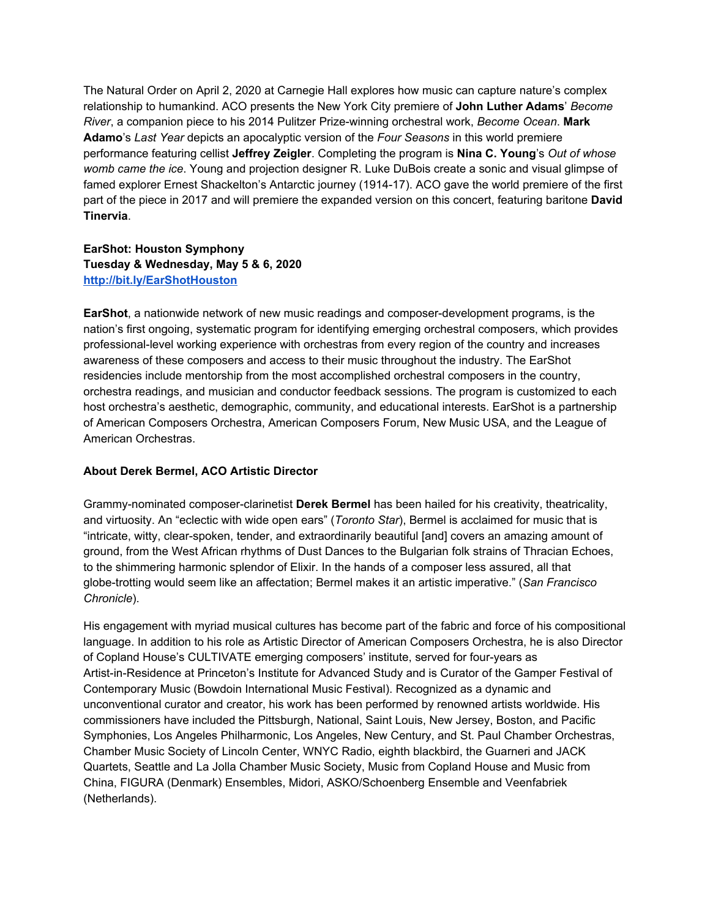The Natural Order on April 2, 2020 at Carnegie Hall explores how music can capture nature's complex relationship to humankind. ACO presents the New York City premiere of **John Luther Adams**' *Become River*, a companion piece to his 2014 Pulitzer Prize-winning orchestral work, *Become Ocean*. **Mark Adamo**'s *Last Year* depicts an apocalyptic version of the *Four Seasons* in this world premiere performance featuring cellist **Jeffrey Zeigler**. Completing the program is **Nina C. Young**'s *Out of whose womb came the ice*. Young and projection designer R. Luke DuBois create a sonic and visual glimpse of famed explorer Ernest Shackelton's Antarctic journey (1914-17). ACO gave the world premiere of the first part of the piece in 2017 and will premiere the expanded version on this concert, featuring baritone **David Tinervia**.

**EarShot: Houston Symphony**
**Tuesday & Wednesday, May 5 & 6, 2020**
**[http://bit.ly/EarShotHouston](http://bit.ly/EarShotHouston)**

**EarShot**, a nationwide network of new music readings and composer-development programs, is the nation's first ongoing, systematic program for identifying emerging orchestral composers, which provides professional-level working experience with orchestras from every region of the country and increases awareness of these composers and access to their music throughout the industry. The EarShot residencies include mentorship from the most accomplished orchestral composers in the country, orchestra readings, and musician and conductor feedback sessions. The program is customized to each host orchestra's aesthetic, demographic, community, and educational interests. EarShot is a partnership of American Composers Orchestra, American Composers Forum, New Music USA, and the League of American Orchestras.

**About Derek Bermel, ACO Artistic Director**

Grammy-nominated composer-clarinetist **Derek Bermel** has been hailed for his creativity, theatricality, and virtuosity. An "eclectic with wide open ears" (*Toronto Star*), Bermel is acclaimed for music that is "intricate, witty, clear-spoken, tender, and extraordinarily beautiful [and] covers an amazing amount of ground, from the West African rhythms of Dust Dances to the Bulgarian folk strains of Thracian Echoes, to the shimmering harmonic splendor of Elixir. In the hands of a composer less assured, all that globe-trotting would seem like an affectation; Bermel makes it an artistic imperative." (*San Francisco Chronicle*).

His engagement with myriad musical cultures has become part of the fabric and force of his compositional language. In addition to his role as Artistic Director of American Composers Orchestra, he is also Director of Copland House's CULTIVATE emerging composers' institute, served for four-years as Artist-in-Residence at Princeton's Institute for Advanced Study and is Curator of the Gamper Festival of Contemporary Music (Bowdoin International Music Festival). Recognized as a dynamic and unconventional curator and creator, his work has been performed by renowned artists worldwide. His commissioners have included the Pittsburgh, National, Saint Louis, New Jersey, Boston, and Pacific Symphonies, Los Angeles Philharmonic, Los Angeles, New Century, and St. Paul Chamber Orchestras, Chamber Music Society of Lincoln Center, WNYC Radio, eighth blackbird, the Guarneri and JACK Quartets, Seattle and La Jolla Chamber Music Society, Music from Copland House and Music from China, FIGURA (Denmark) Ensembles, Midori, ASKO/Schoenberg Ensemble and Veenfabriek (Netherlands).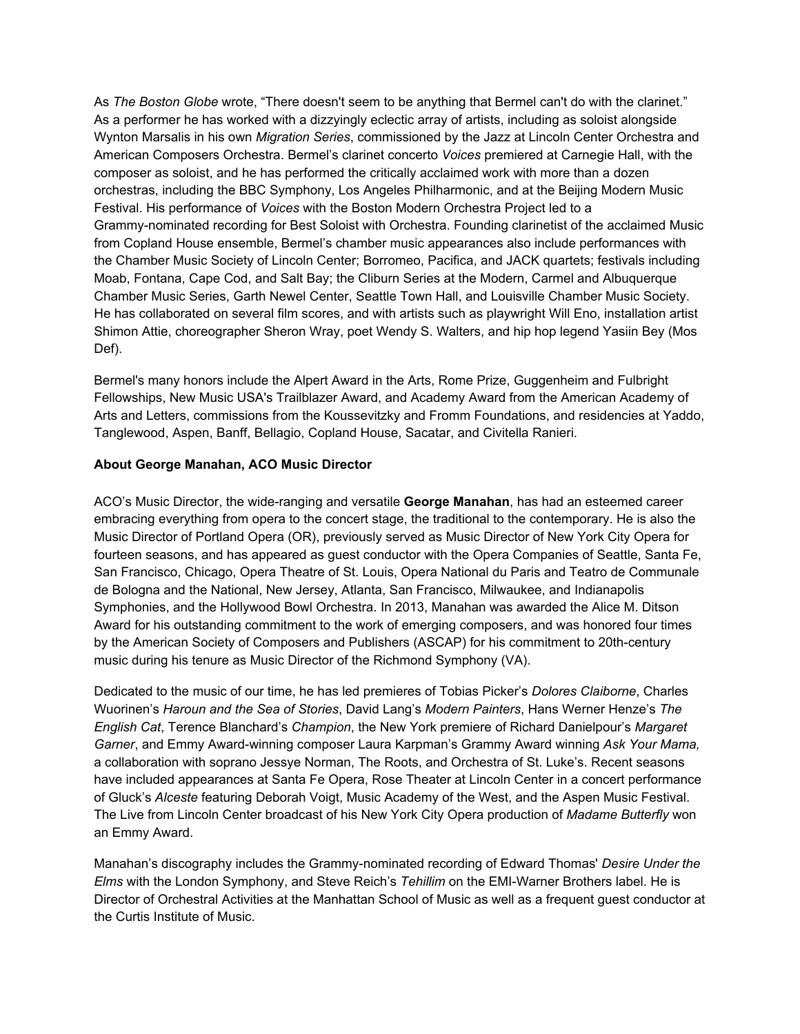As *The Boston Globe* wrote, “There doesn't seem to be anything that Bermel can't do with the clarinet.” As a performer he has worked with a dizzyingly eclectic array of artists, including as soloist alongside Wynton Marsalis in his own *Migration Series*, commissioned by the Jazz at Lincoln Center Orchestra and American Composers Orchestra. Bermel’s clarinet concerto *Voices* premiered at Carnegie Hall, with the composer as soloist, and he has performed the critically acclaimed work with more than a dozen orchestras, including the BBC Symphony, Los Angeles Philharmonic, and at the Beijing Modern Music Festival. His performance of *Voices* with the Boston Modern Orchestra Project led to a Grammy-nominated recording for Best Soloist with Orchestra. Founding clarinetist of the acclaimed Music from Copland House ensemble, Bermel’s chamber music appearances also include performances with the Chamber Music Society of Lincoln Center; Borromeo, Pacifica, and JACK quartets; festivals including Moab, Fontana, Cape Cod, and Salt Bay; the Cliburn Series at the Modern, Carmel and Albuquerque Chamber Music Series, Garth Newel Center, Seattle Town Hall, and Louisville Chamber Music Society. He has collaborated on several film scores, and with artists such as playwright Will Eno, installation artist Shimon Attie, choreographer Sheron Wray, poet Wendy S. Walters, and hip hop legend Yasiin Bey (Mos Def).

Bermel's many honors include the Alpert Award in the Arts, Rome Prize, Guggenheim and Fulbright Fellowships, New Music USA's Trailblazer Award, and Academy Award from the American Academy of Arts and Letters, commissions from the Koussevitzky and Fromm Foundations, and residencies at Yaddo, Tanglewood, Aspen, Banff, Bellagio, Copland House, Sacatar, and Civitella Ranieri.

**About George Manahan, ACO Music Director**

ACO’s Music Director, the wide-ranging and versatile **George Manahan**, has had an esteemed career embracing everything from opera to the concert stage, the traditional to the contemporary. He is also the Music Director of Portland Opera (OR), previously served as Music Director of New York City Opera for fourteen seasons, and has appeared as guest conductor with the Opera Companies of Seattle, Santa Fe, San Francisco, Chicago, Opera Theatre of St. Louis, Opera National du Paris and Teatro de Communale de Bologna and the National, New Jersey, Atlanta, San Francisco, Milwaukee, and Indianapolis Symphonies, and the Hollywood Bowl Orchestra. In 2013, Manahan was awarded the Alice M. Ditson Award for his outstanding commitment to the work of emerging composers, and was honored four times by the American Society of Composers and Publishers (ASCAP) for his commitment to 20th-century music during his tenure as Music Director of the Richmond Symphony (VA).

Dedicated to the music of our time, he has led premieres of Tobias Picker’s *Dolores Claiborne*, Charles Wuorinen’s *Haroun and the Sea of Stories*, David Lang’s *Modern Painters*, Hans Werner Henze’s *The English Cat*, Terence Blanchard’s *Champion*, the New York premiere of Richard Danielpour’s *Margaret Garner*, and Emmy Award-winning composer Laura Karpman’s Grammy Award winning *Ask Your Mama,* a collaboration with soprano Jessye Norman, The Roots, and Orchestra of St. Luke’s. Recent seasons have included appearances at Santa Fe Opera, Rose Theater at Lincoln Center in a concert performance of Gluck’s *Alceste* featuring Deborah Voigt, Music Academy of the West, and the Aspen Music Festival. The Live from Lincoln Center broadcast of his New York City Opera production of *Madame Butterfly* won an Emmy Award.

Manahan’s discography includes the Grammy-nominated recording of Edward Thomas' *Desire Under the Elms* with the London Symphony, and Steve Reich’s *Tehillim* on the EMI-Warner Brothers label. He is Director of Orchestral Activities at the Manhattan School of Music as well as a frequent guest conductor at the Curtis Institute of Music.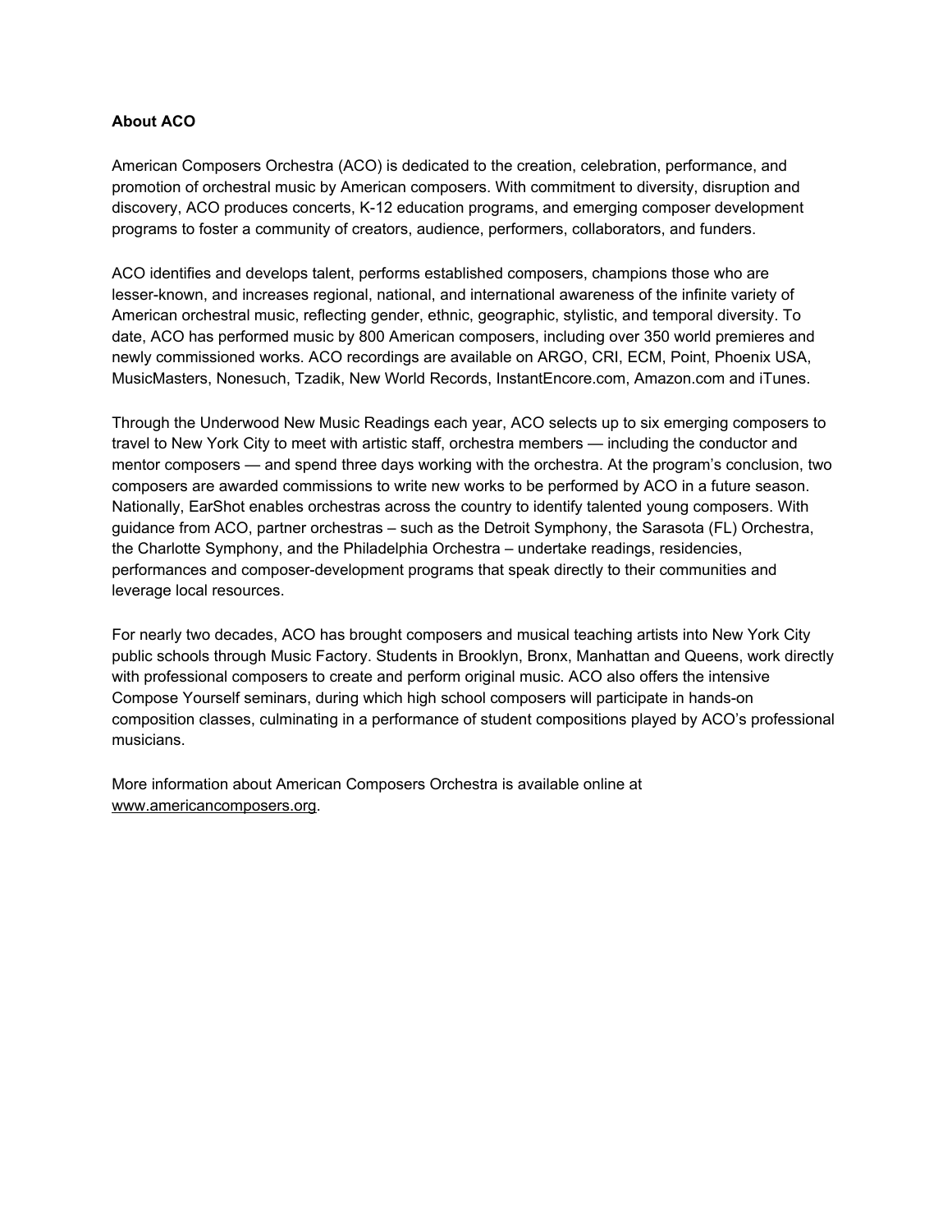**About ACO**

American Composers Orchestra (ACO) is dedicated to the creation, celebration, performance, and promotion of orchestral music by American composers. With commitment to diversity, disruption and discovery, ACO produces concerts, K-12 education programs, and emerging composer development programs to foster a community of creators, audience, performers, collaborators, and funders.

ACO identifies and develops talent, performs established composers, champions those who are lesser-known, and increases regional, national, and international awareness of the infinite variety of American orchestral music, reflecting gender, ethnic, geographic, stylistic, and temporal diversity. To date, ACO has performed music by 800 American composers, including over 350 world premieres and newly commissioned works. ACO recordings are available on ARGO, CRI, ECM, Point, Phoenix USA, MusicMasters, Nonesuch, Tzadik, New World Records, InstantEncore.com, Amazon.com and iTunes.

Through the Underwood New Music Readings each year, ACO selects up to six emerging composers to travel to New York City to meet with artistic staff, orchestra members — including the conductor and mentor composers — and spend three days working with the orchestra. At the program's conclusion, two composers are awarded commissions to write new works to be performed by ACO in a future season. Nationally, EarShot enables orchestras across the country to identify talented young composers. With guidance from ACO, partner orchestras – such as the Detroit Symphony, the Sarasota (FL) Orchestra, the Charlotte Symphony, and the Philadelphia Orchestra – undertake readings, residencies, performances and composer-development programs that speak directly to their communities and leverage local resources.

For nearly two decades, ACO has brought composers and musical teaching artists into New York City public schools through Music Factory. Students in Brooklyn, Bronx, Manhattan and Queens, work directly with professional composers to create and perform original music. ACO also offers the intensive Compose Yourself seminars, during which high school composers will participate in hands-on composition classes, culminating in a performance of student compositions played by ACO's professional musicians.

More information about American Composers Orchestra is available online at www.americancomposers.org.